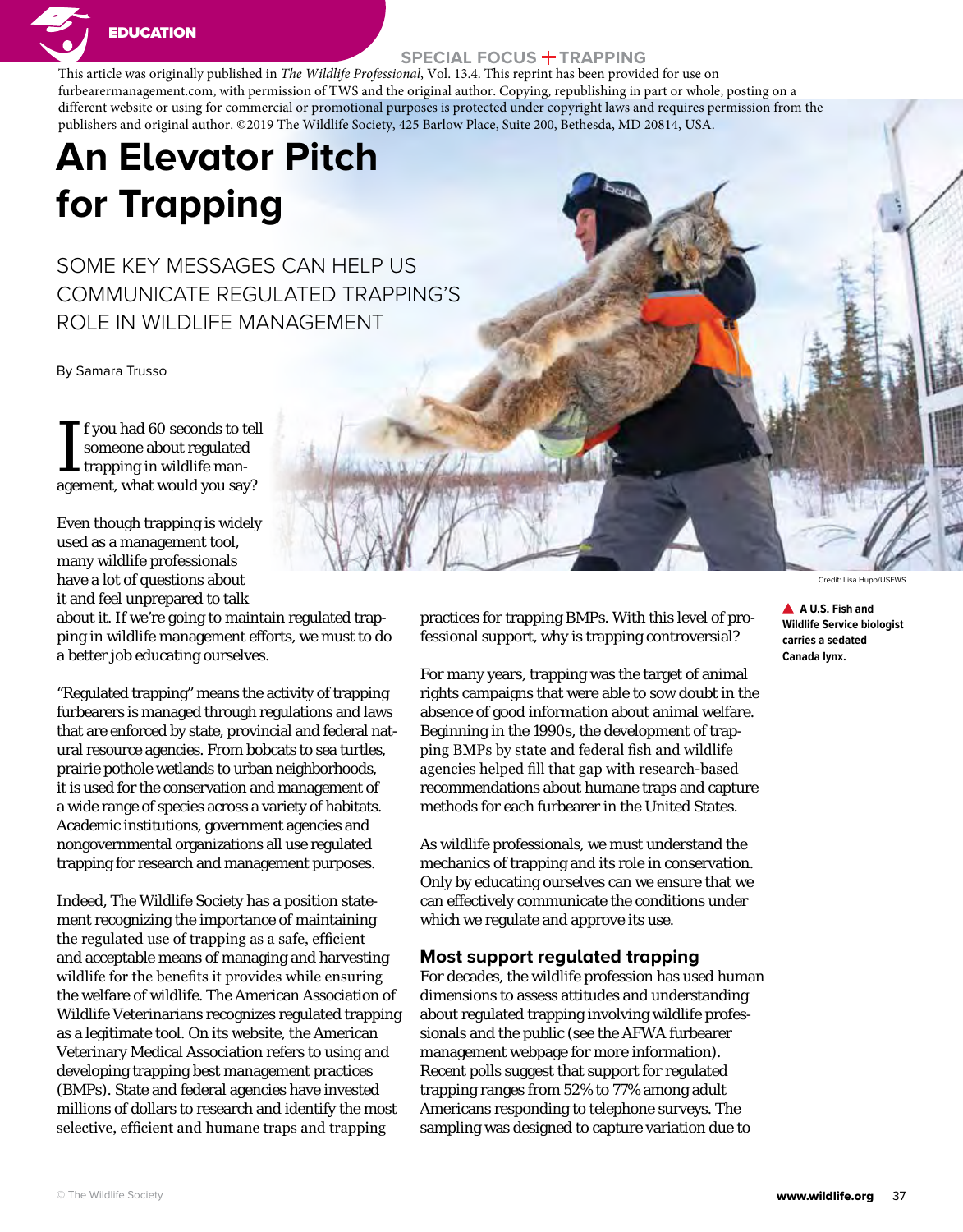EDUCATION

SPECIAL FOCUS + TRAPPING

This article was originally published in *The Wildlife Professional*, Vol. 13.4. This reprint has been provided for use on furbearermanagement.com, with permission of TWS and the original author. Copying, republishing in part or whole, posting on a different website or using for commercial or promotional purposes is protected under copyright laws and requires permission from the publishers and original author. ©2019 The Wildlife Society, 425 Barlow Place, Suite 200, Bethesda, MD 20814, USA.

# An Elevator Pitch for Trapping

## SOME KEY MESSAGES CAN HELP US COMMUNICATE REGULATED TRAPPING'S ROLE IN WILDLIFE MANAGEMENT

By Samara Trusso

If you had 60 seconds to tell someone about regulated trapping in wildlife management, what would you say?

Even though trapping is widely used as a management tool, many wildlife professionals have a lot of questions about it and feel unprepared to talk about it. If we're going to maintain regulated trapping in wildlife management efforts, we must to do a better job educating ourselves.

"Regulated trapping" means the activity of trapping furbearers is managed through regulations and laws that are enforced by state, provincial and federal natural resource agencies. From bobcats to sea turtles, prairie pothole wetlands to urban neighborhoods, it is used for the conservation and management of a wide range of species across a variety of habitats. Academic institutions, government agencies and nongovernmental organizations all use regulated trapping for research and management purposes.

Indeed, The Wildlife Society has a position statement recognizing the importance of maintaining the regulated use of trapping as a safe, efficient and acceptable means of managing and harvesting wildlife for the benefits it provides while ensuring the welfare of wildlife. The American Association of Wildlife Veterinarians recognizes regulated trapping as a legitimate tool. On its website, the American Veterinary Medical Association refers to using and developing trapping best management practices (BMPs). State and federal agencies have invested millions of dollars to research and identify the most selective, efficient and humane traps and trapping practices for trapping BMPs. With this level of professional support, why is trapping controversial?

For many years, trapping was the target of animal rights campaigns that were able to sow doubt in the absence of good information about animal welfare. Beginning in the 1990s, the development of trapping BMPs by state and federal fish and wildlife agencies helped fill that gap with research-based recommendations about humane traps and capture methods for each furbearer in the United States.

As wildlife professionals, we must understand the mechanics of trapping and its role in conservation. Only by educating ourselves can we ensure that we can effectively communicate the conditions under which we regulate and approve its use.

Credit: Lisa Hupp/USFWS

▲ A U.S. Fish and Wildlife Service biologist carries a sedated Canada lynx.

### Most support regulated trapping

For decades, the wildlife profession has used human dimensions to assess attitudes and understanding about regulated trapping involving wildlife professionals and the public (see the AFWA furbearer management webpage for more information). Recent polls suggest that support for regulated trapping ranges from 52% to 77% among adult Americans responding to telephone surveys. The sampling was designed to capture variation due to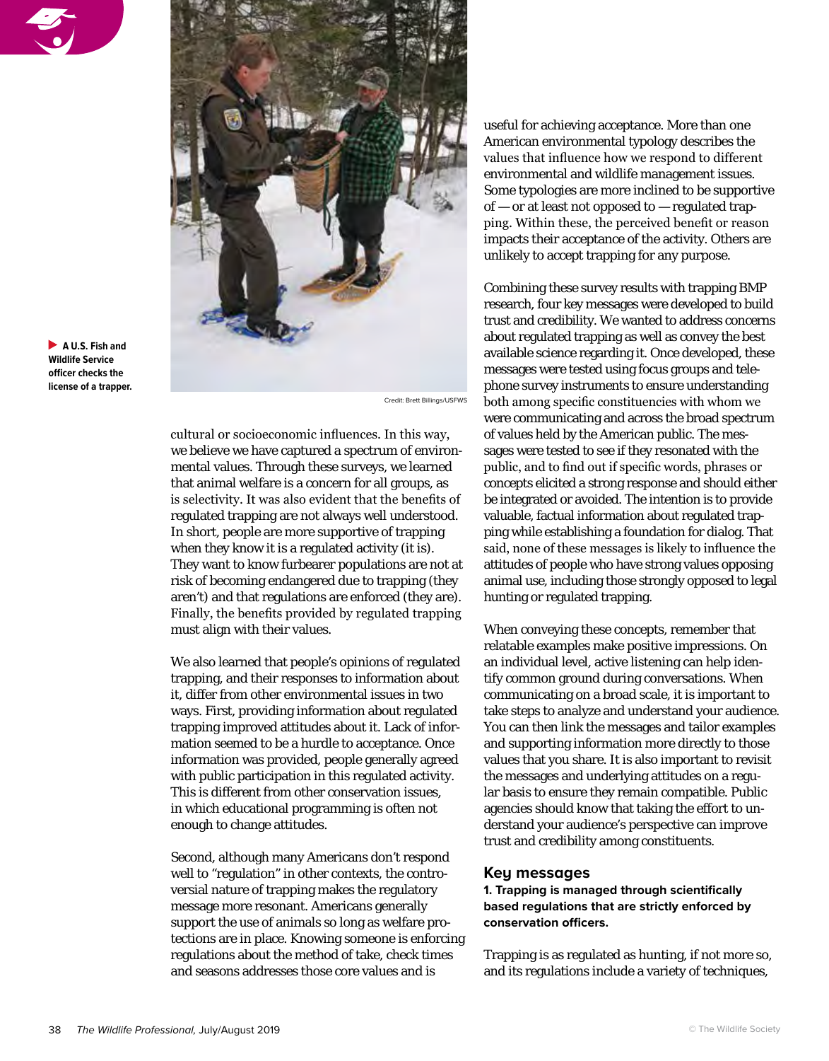A U.S. Fish and Wildlife Service officer checks the license of a trapper.

Credit: Brett Billings/USFWS

cultural or socioeconomic influences. In this way, we believe we have captured a spectrum of environmental values. Through these surveys, we learned that animal welfare is a concern for all groups, as is selectivity. It was also evident that the benefits of regulated trapping are not always well understood. In short, people are more supportive of trapping when they know it is a regulated activity (it is). They want to know furbearer populations are not at risk of becoming endangered due to trapping (they aren't) and that regulations are enforced (they are). Finally, the benefits provided by regulated trapping must align with their values.

We also learned that people's opinions of regulated trapping, and their responses to information about it, differ from other environmental issues in two ways. First, providing information about regulated trapping improved attitudes about it. Lack of information seemed to be a hurdle to acceptance. Once information was provided, people generally agreed with public participation in this regulated activity. This is different from other conservation issues, in which educational programming is often not enough to change attitudes.

Second, although many Americans don't respond well to "regulation" in other contexts, the controversial nature of trapping makes the regulatory message more resonant. Americans generally support the use of animals so long as welfare protections are in place. Knowing someone is enforcing regulations about the method of take, check times and seasons addresses those core values and is useful for achieving acceptance. More than one American environmental typology describes the values that influence how we respond to different environmental and wildlife management issues. Some typologies are more inclined to be supportive of — or at least not opposed to — regulated trapping. Within these, the perceived benefit or reason impacts their acceptance of the activity. Others are unlikely to accept trapping for any purpose.

Combining these survey results with trapping BMP research, four key messages were developed to build trust and credibility. We wanted to address concerns about regulated trapping as well as convey the best available science regarding it. Once developed, these messages were tested using focus groups and telephone survey instruments to ensure understanding both among specific constituencies with whom we were communicating and across the broad spectrum of values held by the American public. The messages were tested to see if they resonated with the public, and to find out if specific words, phrases or concepts elicited a strong response and should either be integrated or avoided. The intention is to provide valuable, factual information about regulated trapping while establishing a foundation for dialog. That said, none of these messages is likely to influence the attitudes of people who have strong values opposing animal use, including those strongly opposed to legal hunting or regulated trapping.

When conveying these concepts, remember that relatable examples make positive impressions. On an individual level, active listening can help identify common ground during conversations. When communicating on a broad scale, it is important to take steps to analyze and understand your audience. You can then link the messages and tailor examples and supporting information more directly to those values that you share. It is also important to revisit the messages and underlying attitudes on a regular basis to ensure they remain compatible. Public agencies should know that taking the effort to understand your audience's perspective can improve trust and credibility among constituents.

## Key messages

**1. Trapping is managed through scientifically based regulations that are strictly enforced by conservation officers.**

Trapping is as regulated as hunting, if not more so, and its regulations include a variety of techniques,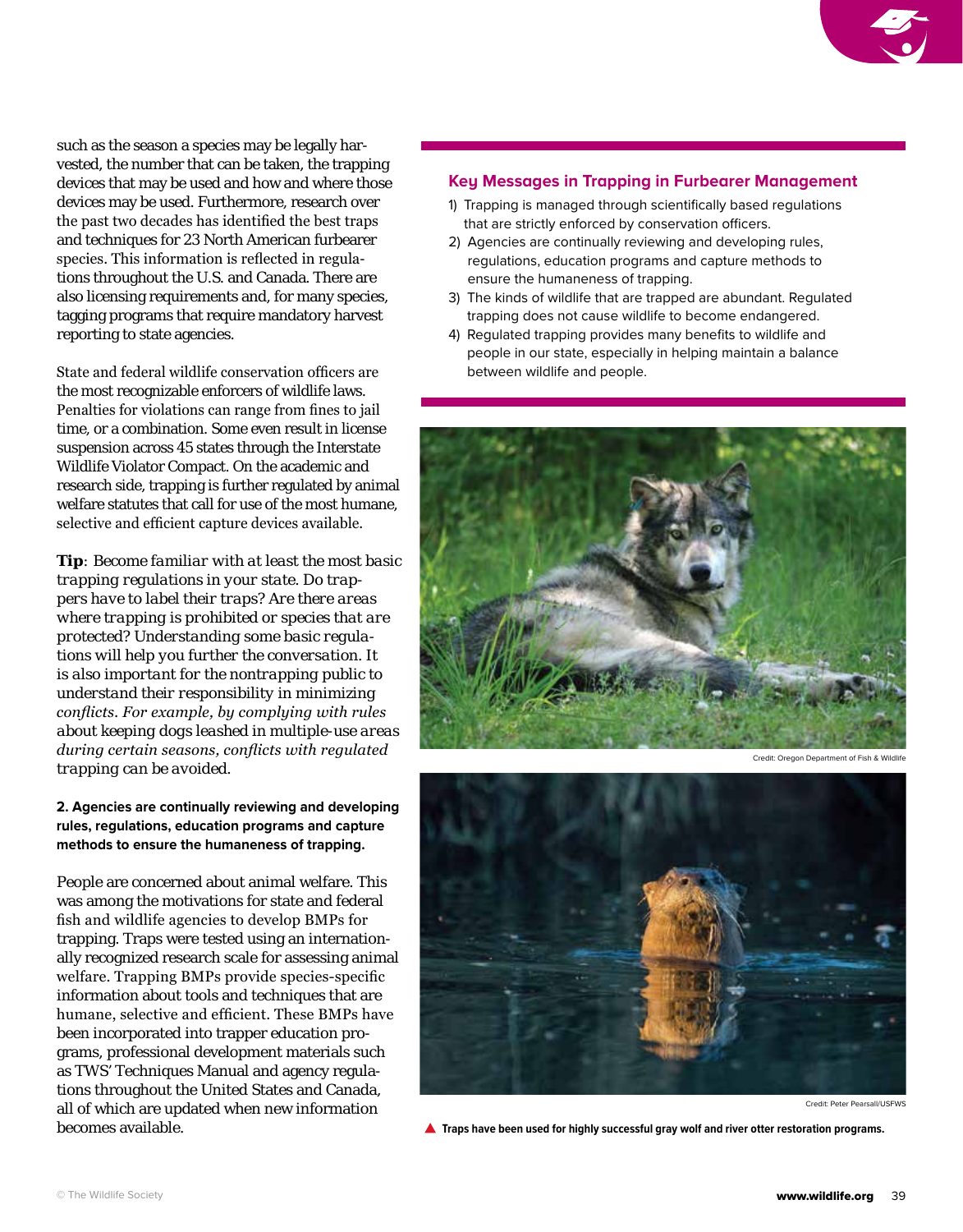such as the season a species may be legally harvested, the number that can be taken, the trapping devices that may be used and how and where those devices may be used. Furthermore, research over the past two decades has identified the best traps and techniques for 23 North American furbearer species. This information is reflected in regulations throughout the U.S. and Canada. There are also licensing requirements and, for many species, tagging programs that require mandatory harvest reporting to state agencies.

State and federal wildlife conservation officers are the most recognizable enforcers of wildlife laws. Penalties for violations can range from fines to jail time, or a combination. Some even result in license suspension across 45 states through the Interstate Wildlife Violator Compact. On the academic and research side, trapping is further regulated by animal welfare statutes that call for use of the most humane, selective and efficient capture devices available.

**Tip**: *Become familiar with at least the most basic trapping regulations in your state. Do trappers have to label their traps? Are there areas where trapping is prohibited or species that are protected? Understanding some basic regulations will help you further the conversation. It is also important for the nontrapping public to understand their responsibility in minimizing conflicts. For example, by complying with rules about keeping dogs leashed in multiple-use areas during certain seasons, conflicts with regulated trapping can be avoided.*

**2. Agencies are continually reviewing and developing rules, regulations, education programs and capture methods to ensure the humaneness of trapping.**

People are concerned about animal welfare. This was among the motivations for state and federal fish and wildlife agencies to develop BMPs for trapping. Traps were tested using an internationally recognized research scale for assessing animal welfare. Trapping BMPs provide species-specific information about tools and techniques that are humane, selective and efficient. These BMPs have been incorporated into trapper education programs, professional development materials such as TWS' Techniques Manual and agency regulations throughout the United States and Canada, all of which are updated when new information becomes available.

### Key Messages in Trapping in Furbearer Management

1) Trapping is managed through scientifically based regulations that are strictly enforced by conservation officers.
2) Agencies are continually reviewing and developing rules, regulations, education programs and capture methods to ensure the humaneness of trapping.
3) The kinds of wildlife that are trapped are abundant. Regulated trapping does not cause wildlife to become endangered.
4) Regulated trapping provides many benefits to wildlife and people in our state, especially in helping maintain a balance between wildlife and people.

Credit: Oregon Department of Fish & Wildlife

Credit: Peter Pearsall/USFWS

**Traps have been used for highly successful gray wolf and river otter restoration programs.**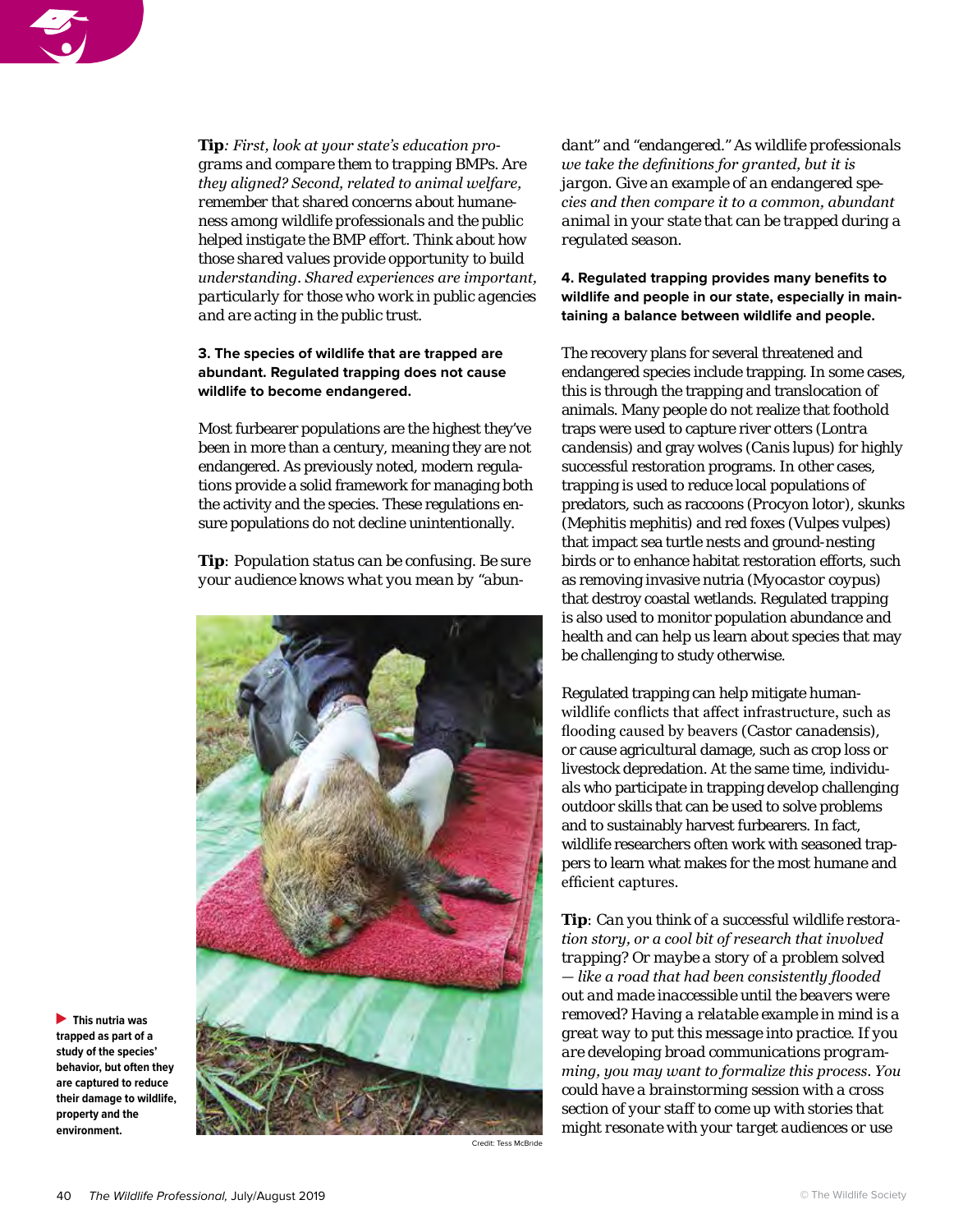***Tip**: First, look at your state's education programs and compare them to trapping BMPs. Are they aligned? Second, related to animal welfare, remember that shared concerns about humaneness among wildlife professionals and the public helped instigate the BMP effort. Think about how those shared values provide opportunity to build understanding. Shared experiences are important, particularly for those who work in public agencies and are acting in the public trust.*

**3. The species of wildlife that are trapped are abundant. Regulated trapping does not cause wildlife to become endangered.**

Most furbearer populations are the highest they've been in more than a century, meaning they are not endangered. As previously noted, modern regulations provide a solid framework for managing both the activity and the species. These regulations ensure populations do not decline unintentionally.

***Tip**: Population status can be confusing. Be sure your audience knows what you mean by "abundant" and "endangered." As wildlife professionals we take the definitions for granted, but it is jargon. Give an example of an endangered species and then compare it to a common, abundant animal in your state that can be trapped during a regulated season.*

This nutria was trapped as part of a study of the species' behavior, but often they are captured to reduce their damage to wildlife, property and the environment.

Credit: Tess McBride

**4. Regulated trapping provides many benefits to wildlife and people in our state, especially in maintaining a balance between wildlife and people.**

The recovery plans for several threatened and endangered species include trapping. In some cases, this is through the trapping and translocation of animals. Many people do not realize that foothold traps were used to capture river otters (*Lontra candensis*) and gray wolves (*Canis lupus*) for highly successful restoration programs. In other cases, trapping is used to reduce local populations of predators, such as raccoons (*Procyon lotor*), skunks (*Mephitis mephitis*) and red foxes (*Vulpes vulpes*) that impact sea turtle nests and ground-nesting birds or to enhance habitat restoration efforts, such as removing invasive nutria (*Myocastor coypus*) that destroy coastal wetlands. Regulated trapping is also used to monitor population abundance and health and can help us learn about species that may be challenging to study otherwise.

Regulated trapping can help mitigate human-wildlife conflicts that affect infrastructure, such as flooding caused by beavers (*Castor canadensis*), or cause agricultural damage, such as crop loss or livestock depredation. At the same time, individuals who participate in trapping develop challenging outdoor skills that can be used to solve problems and to sustainably harvest furbearers. In fact, wildlife researchers often work with seasoned trappers to learn what makes for the most humane and efficient captures.

***Tip**: Can you think of a successful wildlife restoration story, or a cool bit of research that involved trapping? Or maybe a story of a problem solved — like a road that had been consistently flooded out and made inaccessible until the beavers were removed? Having a relatable example in mind is a great way to put this message into practice. If you are developing broad communications programming, you may want to formalize this process. You could have a brainstorming session with a cross section of your staff to come up with stories that might resonate with your target audiences or use*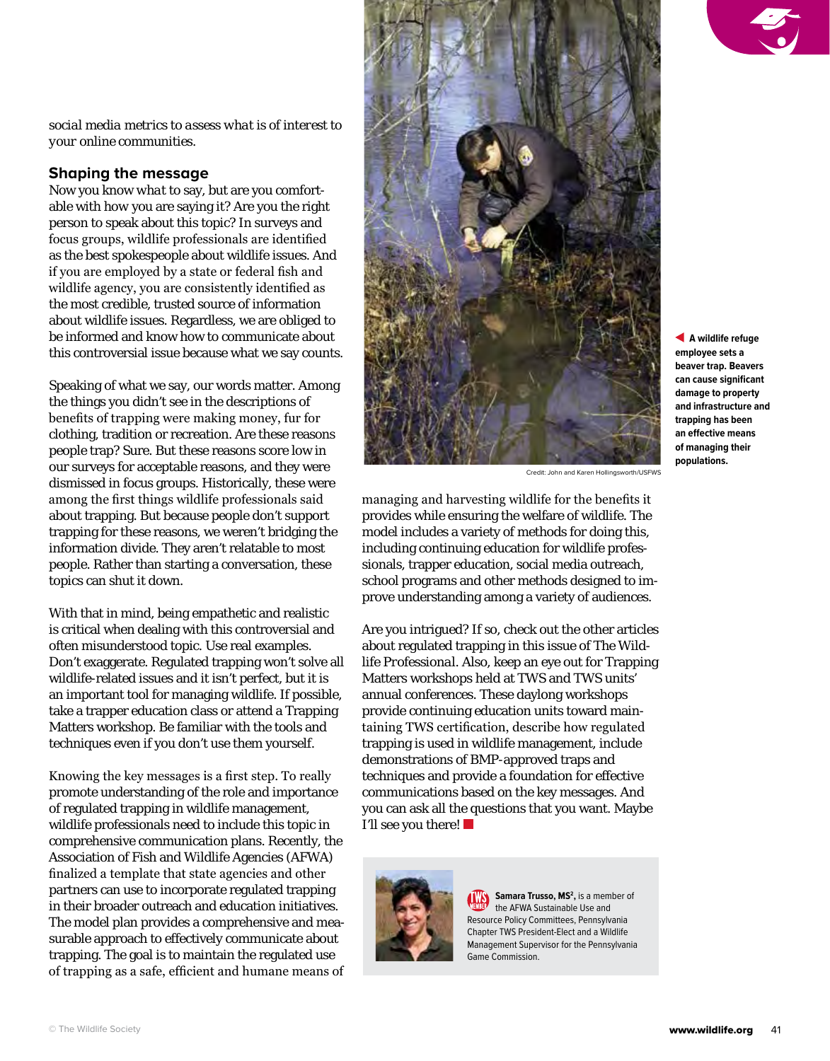social media metrics to assess what is of interest to your online communities.

### Shaping the message

Now you know what to say, but are you comfortable with how you are saying it? Are you the right person to speak about this topic? In surveys and focus groups, wildlife professionals are identified as the best spokespeople about wildlife issues. And if you are employed by a state or federal fish and wildlife agency, you are consistently identified as the most credible, trusted source of information about wildlife issues. Regardless, we are obliged to be informed and know how to communicate about this controversial issue because what we say counts.

Speaking of what we say, our words matter. Among the things you didn't see in the descriptions of benefits of trapping were making money, fur for clothing, tradition or recreation. Are these reasons people trap? Sure. But these reasons score low in our surveys for acceptable reasons, and they were dismissed in focus groups. Historically, these were among the first things wildlife professionals said about trapping. But because people don't support trapping for these reasons, we weren't bridging the information divide. They aren't relatable to most people. Rather than starting a conversation, these topics can shut it down.

With that in mind, being empathetic and realistic is critical when dealing with this controversial and often misunderstood topic. Use real examples. Don't exaggerate. Regulated trapping won't solve all wildlife-related issues and it isn't perfect, but it is an important tool for managing wildlife. If possible, take a trapper education class or attend a Trapping Matters workshop. Be familiar with the tools and techniques even if you don't use them yourself.

Knowing the key messages is a first step. To really promote understanding of the role and importance of regulated trapping in wildlife management, wildlife professionals need to include this topic in comprehensive communication plans. Recently, the Association of Fish and Wildlife Agencies (AFWA) finalized a template that state agencies and other partners can use to incorporate regulated trapping in their broader outreach and education initiatives. The model plan provides a comprehensive and measurable approach to effectively communicate about trapping. The goal is to maintain the regulated use of trapping as a safe, efficient and humane means of managing and harvesting wildlife for the benefits it provides while ensuring the welfare of wildlife. The model includes a variety of methods for doing this, including continuing education for wildlife professionals, trapper education, social media outreach, school programs and other methods designed to improve understanding among a variety of audiences.

Credit: John and Karen Hollingsworth/USFWS

**A wildlife refuge employee sets a beaver trap. Beavers can cause significant damage to property and infrastructure and trapping has been an effective means of managing their populations.**

Are you intrigued? If so, check out the other articles about regulated trapping in this issue of *The Wildlife Professional*. Also, keep an eye out for Trapping Matters workshops held at TWS and TWS units' annual conferences. These daylong workshops provide continuing education units toward maintaining TWS certification, describe how regulated trapping is used in wildlife management, include demonstrations of BMP-approved traps and techniques and provide a foundation for effective communications based on the key messages. And you can ask all the questions that you want. Maybe I'll see you there!

**Samara Trusso, MS[2],** is a member of the AFWA Sustainable Use and Resource Policy Committees, Pennsylvania Chapter TWS President-Elect and a Wildlife Management Supervisor for the Pennsylvania Game Commission.